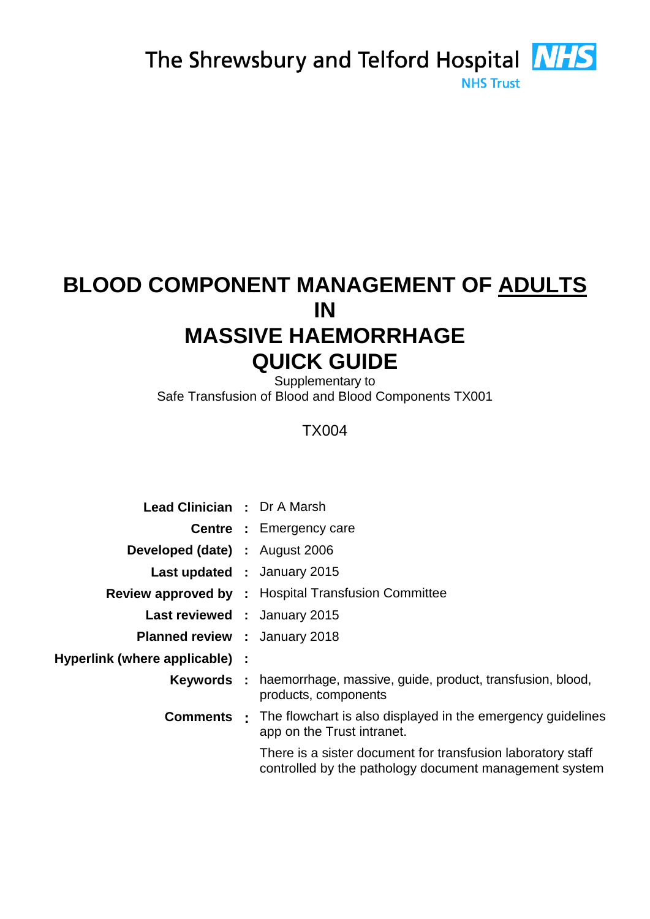The Shrewsbury and Telford Hospital **NHS**
NHS Trust

# BLOOD COMPONENT MANAGEMENT OF <u>ADULTS</u> IN MASSIVE HAEMORRHAGE QUICK GUIDE

Supplementary to
Safe Transfusion of Blood and Blood Components TX001

TX004

| | | |
|---|---|---|
| **Lead Clinician** | **:** | Dr A Marsh |
| **Centre** | **:** | Emergency care |
| **Developed (date)** | **:** | August 2006 |
| **Last updated** | **:** | January 2015 |
| **Review approved by** | **:** | Hospital Transfusion Committee |
| **Last reviewed** | **:** | January 2015 |
| **Planned review** | **:** | January 2018 |
| **Hyperlink (where applicable)** | **:** | |
| **Keywords** | **:** | haemorrhage, massive, guide, product, transfusion, blood, products, components |
| **Comments** | **:** | The flowchart is also displayed in the emergency guidelines app on the Trust intranet. There is a sister document for transfusion laboratory staff controlled by the pathology document management system |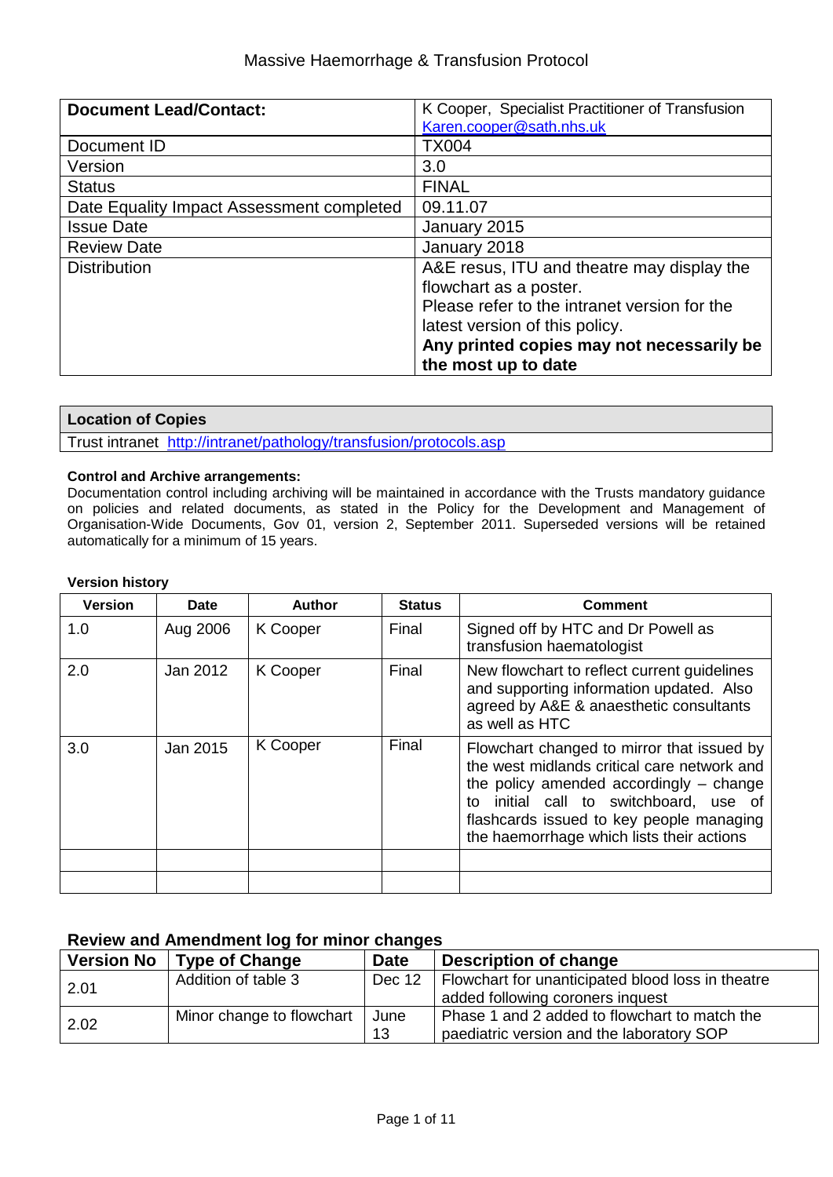# Massive Haemorrhage & Transfusion Protocol

| Document Lead/Contact: | K Cooper, Specialist Practitioner of Transfusion Karen.cooper@sath.nhs.uk |
|---|---|
| Document ID | TX004 |
| Version | 3.0 |
| Status | FINAL |
| Date Equality Impact Assessment completed | 09.11.07 |
| Issue Date | January 2015 |
| Review Date | January 2018 |
| Distribution | A&E resus, ITU and theatre may display the flowchart as a poster. Please refer to the intranet version for the latest version of this policy. **Any printed copies may not necessarily be the most up to date** |

| Location of Copies |
|---|
| Trust intranet http://intranet/pathology/transfusion/protocols.asp |

**Control and Archive arrangements:**
Documentation control including archiving will be maintained in accordance with the Trusts mandatory guidance on policies and related documents, as stated in the Policy for the Development and Management of Organisation-Wide Documents, Gov 01, version 2, September 2011. Superseded versions will be retained automatically for a minimum of 15 years.

**Version history**

| Version | Date | Author | Status | Comment |
|---|---|---|---|---|
| 1.0 | Aug 2006 | K Cooper | Final | Signed off by HTC and Dr Powell as transfusion haematologist |
| 2.0 | Jan 2012 | K Cooper | Final | New flowchart to reflect current guidelines and supporting information updated. Also agreed by A&E & anaesthetic consultants as well as HTC |
| 3.0 | Jan 2015 | K Cooper | Final | Flowchart changed to mirror that issued by the west midlands critical care network and the policy amended accordingly – change to initial call to switchboard, use of flashcards issued to key people managing the haemorrhage which lists their actions |
| | | | | |
| | | | | |

## Review and Amendment log for minor changes

| Version No | Type of Change | Date | Description of change |
|---|---|---|---|
| 2.01 | Addition of table 3 | Dec 12 | Flowchart for unanticipated blood loss in theatre added following coroners inquest |
| 2.02 | Minor change to flowchart | June 13 | Phase 1 and 2 added to flowchart to match the paediatric version and the laboratory SOP |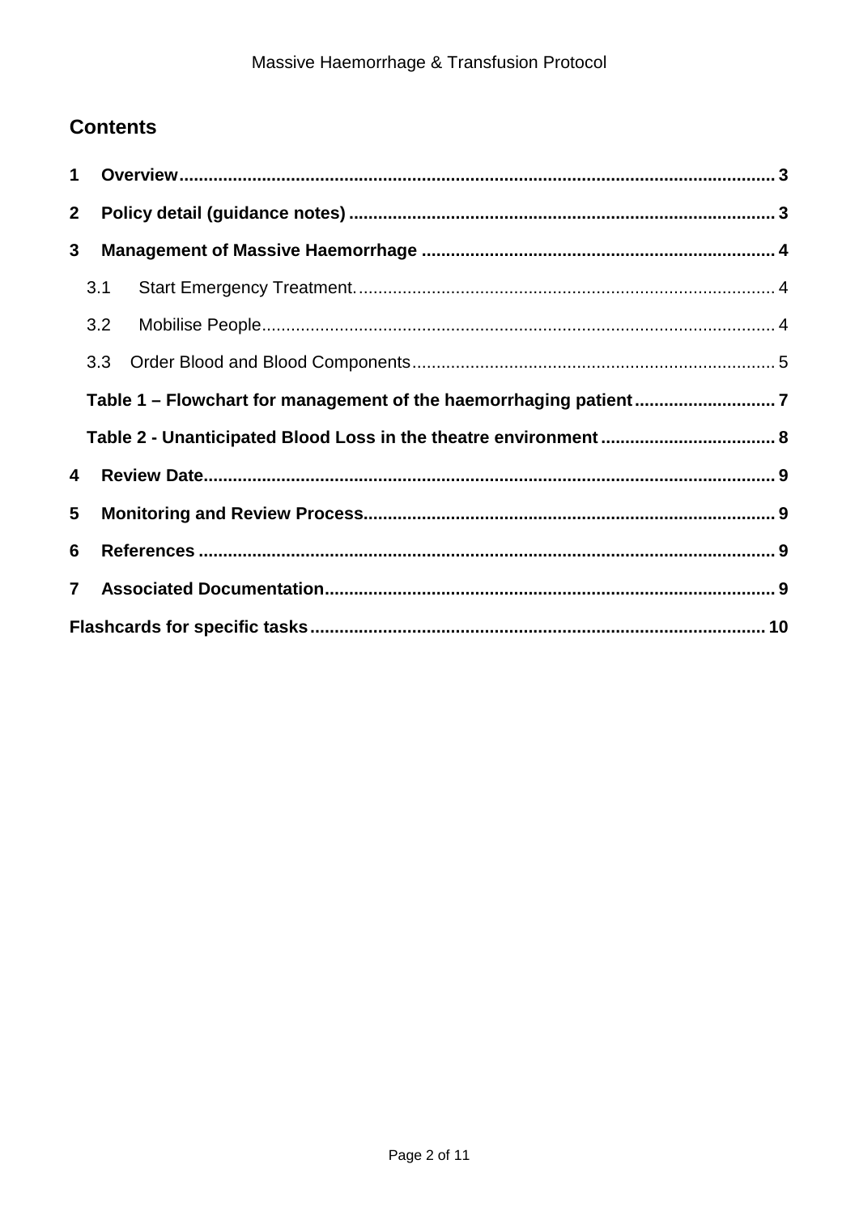## Contents

**1 Overview** .......... **3**

**2 Policy detail (guidance notes)** .......... **3**

**3 Management of Massive Haemorrhage** .......... **4**

- 3.1 Start Emergency Treatment. .......... 4
- 3.2 Mobilise People .......... 4
- 3.3 Order Blood and Blood Components .......... 5
- **Table 1 – Flowchart for management of the haemorrhaging patient** .......... **7**
- **Table 2 - Unanticipated Blood Loss in the theatre environment** .......... **8**

**4 Review Date** .......... **9**

**5 Monitoring and Review Process** .......... **9**

**6 References** .......... **9**

**7 Associated Documentation** .......... **9**

**Flashcards for specific tasks** .......... **10**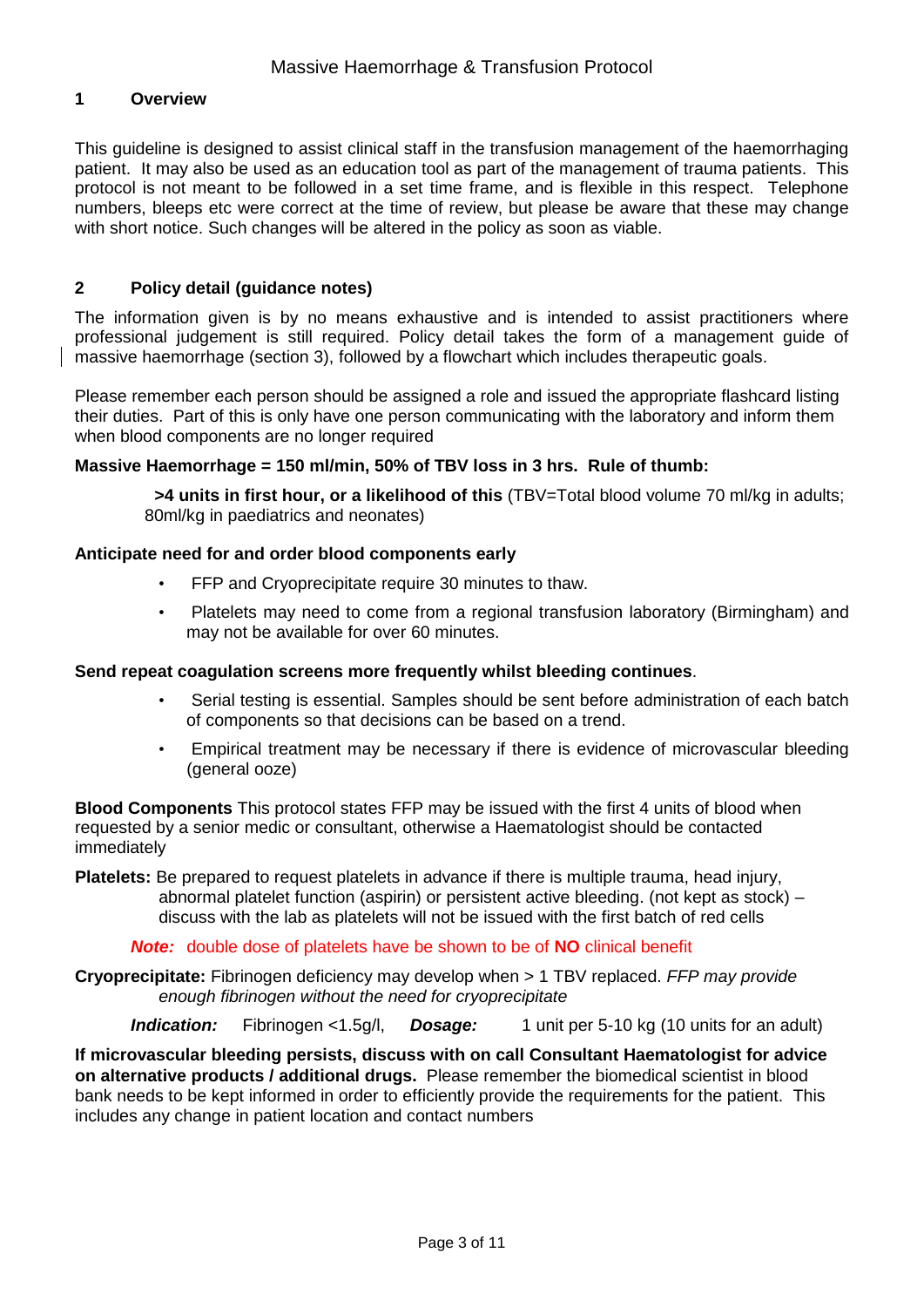Massive Haemorrhage & Transfusion Protocol

## 1 Overview

This guideline is designed to assist clinical staff in the transfusion management of the haemorrhaging patient. It may also be used as an education tool as part of the management of trauma patients. This protocol is not meant to be followed in a set time frame, and is flexible in this respect. Telephone numbers, bleeps etc were correct at the time of review, but please be aware that these may change with short notice. Such changes will be altered in the policy as soon as viable.

## 2 Policy detail (guidance notes)

The information given is by no means exhaustive and is intended to assist practitioners where professional judgement is still required. Policy detail takes the form of a management guide of massive haemorrhage (section 3), followed by a flowchart which includes therapeutic goals.

Please remember each person should be assigned a role and issued the appropriate flashcard listing their duties. Part of this is only have one person communicating with the laboratory and inform them when blood components are no longer required

**Massive Haemorrhage = 150 ml/min, 50% of TBV loss in 3 hrs. Rule of thumb:**

**>4 units in first hour, or a likelihood of this** (TBV=Total blood volume 70 ml/kg in adults; 80ml/kg in paediatrics and neonates)

**Anticipate need for and order blood components early**

- FFP and Cryoprecipitate require 30 minutes to thaw.
- Platelets may need to come from a regional transfusion laboratory (Birmingham) and may not be available for over 60 minutes.

**Send repeat coagulation screens more frequently whilst bleeding continues**.

- Serial testing is essential. Samples should be sent before administration of each batch of components so that decisions can be based on a trend.
- Empirical treatment may be necessary if there is evidence of microvascular bleeding (general ooze)

**Blood Components** This protocol states FFP may be issued with the first 4 units of blood when requested by a senior medic or consultant, otherwise a Haematologist should be contacted immediately

**Platelets:** Be prepared to request platelets in advance if there is multiple trauma, head injury, abnormal platelet function (aspirin) or persistent active bleeding. (not kept as stock) – discuss with the lab as platelets will not be issued with the first batch of red cells

***Note:*** double dose of platelets have be shown to be of **NO** clinical benefit

**Cryoprecipitate:** Fibrinogen deficiency may develop when > 1 TBV replaced. *FFP may provide enough fibrinogen without the need for cryoprecipitate*

***Indication:*** Fibrinogen <1.5g/l, ***Dosage:*** 1 unit per 5-10 kg (10 units for an adult)

**If microvascular bleeding persists, discuss with on call Consultant Haematologist for advice on alternative products / additional drugs.** Please remember the biomedical scientist in blood bank needs to be kept informed in order to efficiently provide the requirements for the patient. This includes any change in patient location and contact numbers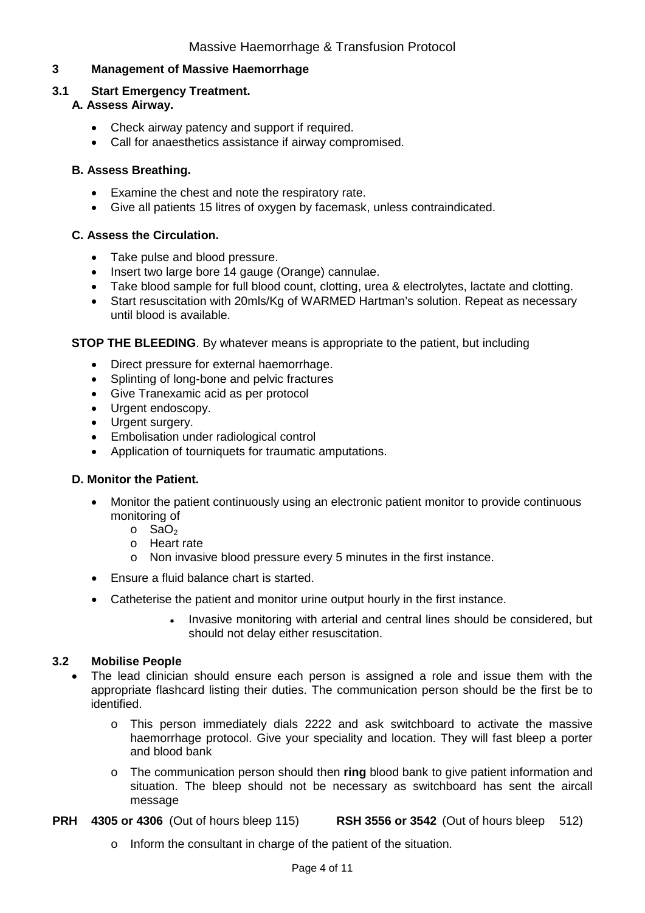## 3 Management of Massive Haemorrhage

### 3.1 Start Emergency Treatment.

#### A. Assess Airway.

- Check airway patency and support if required.
- Call for anaesthetics assistance if airway compromised.

#### B. Assess Breathing.

- Examine the chest and note the respiratory rate.
- Give all patients 15 litres of oxygen by facemask, unless contraindicated.

#### C. Assess the Circulation.

- Take pulse and blood pressure.
- Insert two large bore 14 gauge (Orange) cannulae.
- Take blood sample for full blood count, clotting, urea & electrolytes, lactate and clotting.
- Start resuscitation with 20mls/Kg of WARMED Hartman's solution. Repeat as necessary until blood is available.

**STOP THE BLEEDING**. By whatever means is appropriate to the patient, but including

- Direct pressure for external haemorrhage.
- Splinting of long-bone and pelvic fractures
- Give Tranexamic acid as per protocol
- Urgent endoscopy.
- Urgent surgery.
- Embolisation under radiological control
- Application of tourniquets for traumatic amputations.

#### D. Monitor the Patient.

- Monitor the patient continuously using an electronic patient monitor to provide continuous monitoring of
  - $SaO_2$
  - Heart rate
  - Non invasive blood pressure every 5 minutes in the first instance.
- Ensure a fluid balance chart is started.
- Catheterise the patient and monitor urine output hourly in the first instance.
  - Invasive monitoring with arterial and central lines should be considered, but should not delay either resuscitation.

### 3.2 Mobilise People

- The lead clinician should ensure each person is assigned a role and issue them with the appropriate flashcard listing their duties. The communication person should be the first be to identified.
  - This person immediately dials 2222 and ask switchboard to activate the massive haemorrhage protocol. Give your speciality and location. They will fast bleep a porter and blood bank
  - The communication person should then **ring** blood bank to give patient information and situation. The bleep should not be necessary as switchboard has sent the aircall message

**PRH 4305 or 4306** (Out of hours bleep 115) **RSH 3556 or 3542** (Out of hours bleep 512)

  - Inform the consultant in charge of the patient of the situation.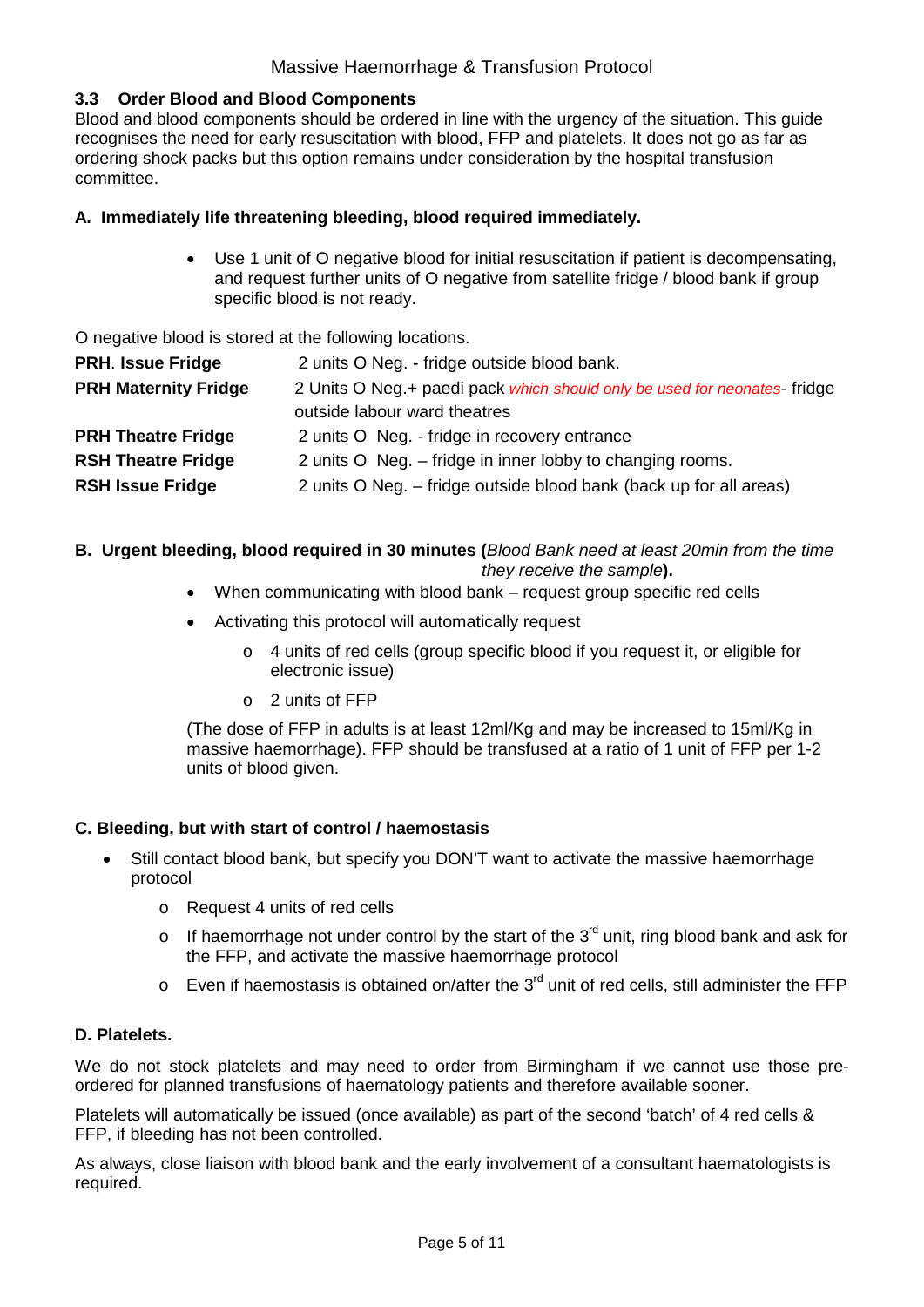### 3.3 Order Blood and Blood Components

Blood and blood components should be ordered in line with the urgency of the situation. This guide recognises the need for early resuscitation with blood, FFP and platelets. It does not go as far as ordering shock packs but this option remains under consideration by the hospital transfusion committee.

#### A. Immediately life threatening bleeding, blood required immediately.

- Use 1 unit of O negative blood for initial resuscitation if patient is decompensating, and request further units of O negative from satellite fridge / blood bank if group specific blood is not ready.

O negative blood is stored at the following locations.

| | |
|---|---|
| **PRH. Issue Fridge** | 2 units O Neg. - fridge outside blood bank. |
| **PRH Maternity Fridge** | 2 Units O Neg.+ paedi pack *which should only be used for neonates*- fridge outside labour ward theatres |
| **PRH Theatre Fridge** | 2 units O Neg. - fridge in recovery entrance |
| **RSH Theatre Fridge** | 2 units O Neg. – fridge in inner lobby to changing rooms. |
| **RSH Issue Fridge** | 2 units O Neg. – fridge outside blood bank (back up for all areas) |

#### B. Urgent bleeding, blood required in 30 minutes (*Blood Bank need at least 20min from the time they receive the sample*).

- When communicating with blood bank – request group specific red cells
- Activating this protocol will automatically request
  - 4 units of red cells (group specific blood if you request it, or eligible for electronic issue)
  - 2 units of FFP

(The dose of FFP in adults is at least 12ml/Kg and may be increased to 15ml/Kg in massive haemorrhage). FFP should be transfused at a ratio of 1 unit of FFP per 1-2 units of blood given.

#### C. Bleeding, but with start of control / haemostasis

- Still contact blood bank, but specify you DON'T want to activate the massive haemorrhage protocol
  - Request 4 units of red cells
  - If haemorrhage not under control by the start of the 3rd unit, ring blood bank and ask for the FFP, and activate the massive haemorrhage protocol
  - Even if haemostasis is obtained on/after the 3rd unit of red cells, still administer the FFP

#### D. Platelets.

We do not stock platelets and may need to order from Birmingham if we cannot use those pre-ordered for planned transfusions of haematology patients and therefore available sooner.

Platelets will automatically be issued (once available) as part of the second 'batch' of 4 red cells & FFP, if bleeding has not been controlled.

As always, close liaison with blood bank and the early involvement of a consultant haematologists is required.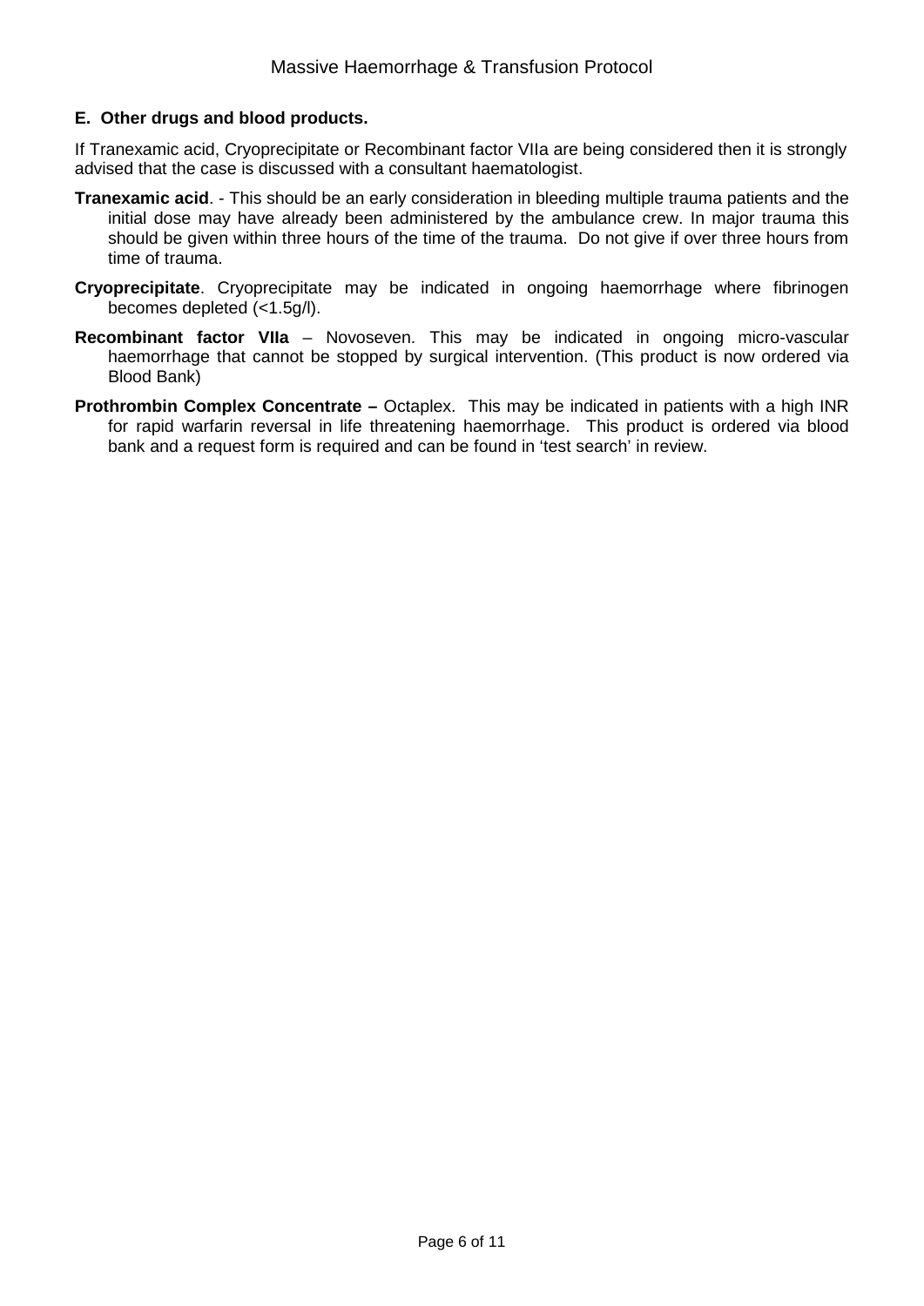## E. Other drugs and blood products.

If Tranexamic acid, Cryoprecipitate or Recombinant factor VIIa are being considered then it is strongly advised that the case is discussed with a consultant haematologist.

**Tranexamic acid**. - This should be an early consideration in bleeding multiple trauma patients and the initial dose may have already been administered by the ambulance crew. In major trauma this should be given within three hours of the time of the trauma. Do not give if over three hours from time of trauma.

**Cryoprecipitate**. Cryoprecipitate may be indicated in ongoing haemorrhage where fibrinogen becomes depleted (<1.5g/l).

**Recombinant factor VIIa** – Novoseven. This may be indicated in ongoing micro-vascular haemorrhage that cannot be stopped by surgical intervention. (This product is now ordered via Blood Bank)

**Prothrombin Complex Concentrate –** Octaplex. This may be indicated in patients with a high INR for rapid warfarin reversal in life threatening haemorrhage. This product is ordered via blood bank and a request form is required and can be found in 'test search' in review.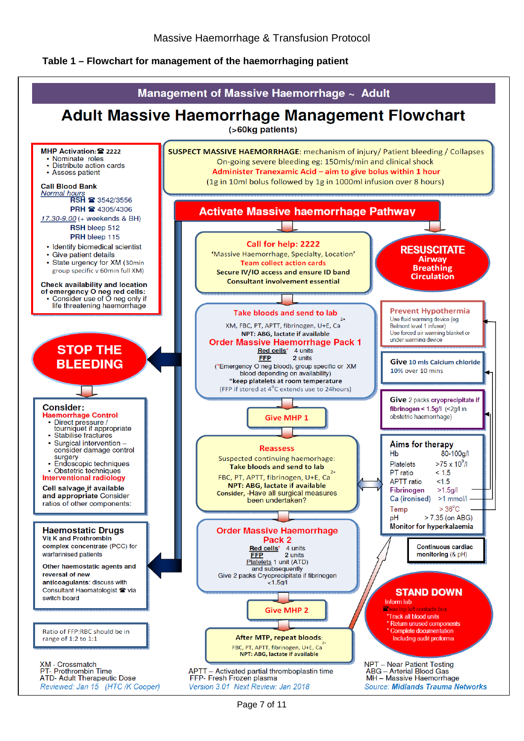**Table 1 – Flowchart for management of the haemorrhaging patient**

## Management of Massive Haemorrhage ~ Adult

# Adult Massive Haemorrhage Management Flowchart

(>60kg patients)

**MHP Activation:** ☎ **2222**
- Nominate roles
- Distribute action cards
- Assess patient

**Call Blood Bank**
*Normal hours*
**RSH** ☎ 3542/3556
**PRH** ☎ 4305/4306
*17.30-9.00* (+ weekends & BH)
**RSH** bleep 512
**PRH** bleep 115
- Identify biomedical scientist
- Give patient details
- State urgency for XM (30min group specific v 60min full XM)

**Check availability and location of emergency O neg red cells:**
- Consider use of O neg only if life threatening haemorrhage

**SUSPECT MASSIVE HAEMORRHAGE:** mechanism of injury/ Patient bleeding / Collapses
On-going severe bleeding eg: 150mls/min and clinical shock
Administer Tranexamic Acid – aim to give bolus within 1 hour
(1g in 10ml bolus followed by 1g in 1000ml infusion over 8 hours)

**Activate Massive haemorrhage Pathway**

**Call for help: 2222**
'Massive Haemorrhage, Specialty, Location'
Team collect action cards
**Secure IV/IO access and ensure ID band**
**Consultant involvement essential**

**RESUSCITATE**
**Airway**
**Breathing**
**Circulation**

**STOP THE BLEEDING**

**Consider:**
**Haemorrhage Control**
- Direct pressure / tourniquet if appropriate
- Stabilise fractures
- Surgical intervention – consider damage control surgery
- Endoscopic techniques
- Obstetric techniques

**Interventional radiology**

**Cell salvage if available and appropriate** Consider ratios of other components:

**Haemostatic Drugs**
**Vit K and Prothrombin complex concentrate (PCC)** for warfarinised patients

**Other haemostatic agents and reversal of new anticoagulants:** discuss with Consultant Haematologist ☎ via switch board

Ratio of FFP:RBC should be in range of 1:2 to 1:1

**Take bloods and send to lab**
XM, FBC, PT, APTT, fibrinogen, U+E, $Ca^{2+}$
**NPT: ABG, lactate if available**
**Order Massive Haemorrhage Pack 1**
Red cells* 4 units
FFP 2 units
(*Emergency O neg blood), group specific or XM blood depending on availability)
***keep platelets at room temperature**
(FFP if stored at 4°C extends use to 24hours)

**Prevent Hypothermia**
Use fluid warming device (eg Belmont level 1 infuser)
Use forced air warming blanket or under warming device

**Give** 10 mls Calcium chloride 10% over 10 mins

**Give** 2 packs cryoprecipitate if fibrinogen < 1.5g/l (<2g/l in obstetric haemorrhage)

**Give MHP 1**

**Reassess**
Suspected continuing haemorrhage:
**Take bloods and send to lab**
FBC, PT, APTT, fibrinogen, U+E, $Ca^{2+}$
**NPT: ABG, lactate if available**
**Consider,** -Have all surgical measures been undertaken?

**Aims for therapy**

| | |
|---|---|
| Hb | 80-100g/l |
| Platelets | >75 x $10^9$/l |
| PT ratio | < 1.5 |
| APTT ratio | <1.5 |
| Fibrinogen | >1.5g/l |
| Ca (ionised) | >1 mmol/l |
| Temp | > 36°C |
| pH | > 7.35 (on ABG) |

**Monitor for hyperkalaemia**

**Continuous cardiac monitoring** (& pH)

**Order Massive Haemorrhage Pack 2**
Red cells* 4 units
FFP 2 units
Platelets 1 unit (ATD)
and subsequently
Give 2 packs Cryoprecipitate if fibrinogen <1.5g/l

**Give MHP 2**

**After MTP, repeat bloods:**
FBC, PT, APTT, fibrinogen, U+E, $Ca^{2+}$
**NPT: ABG, lactate if available**

**STAND DOWN**
Inform lab
☎ see top left contacts box
* Track all blood units
* Return unused components
* Complete documentation Including audit proforma

XM - Crossmatch
PT- Prothrombin Time
ATD- Adult Therapeutic Dose
APTT – Activated partial thromboplastin time
FFP- Fresh Frozen plasma
NPT – Near Patient Testing
ABG – Arterial Blood Gas
MH – Massive Haemorrhage

*Reviewed: Jan 15 (HTC /K Cooper)*
*Version 3.01 Next Review: Jan 2018*
*Source: **Midlands Trauma Networks***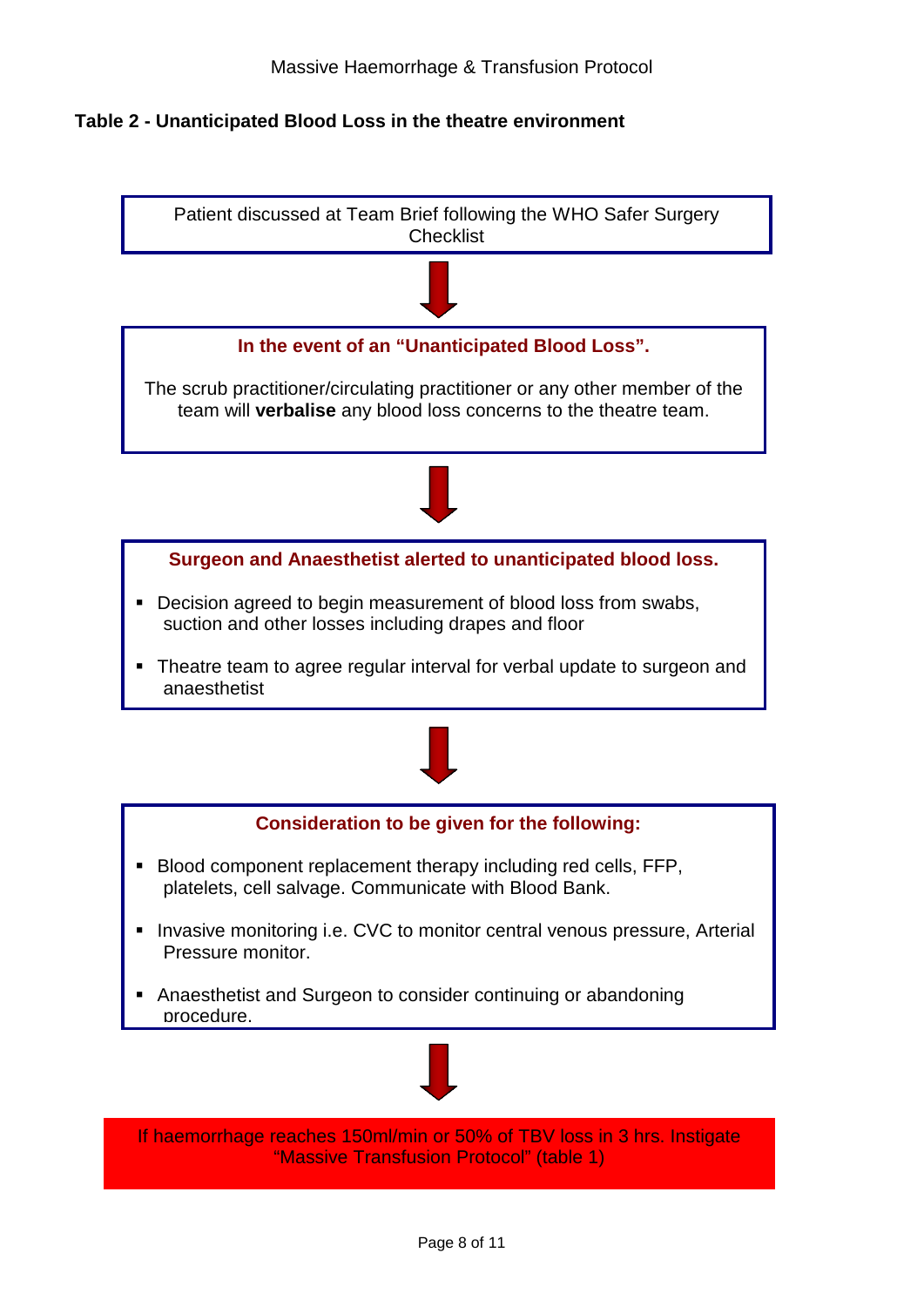**Table 2 - Unanticipated Blood Loss in the theatre environment**

Patient discussed at Team Brief following the WHO Safer Surgery Checklist

↓

**In the event of an "Unanticipated Blood Loss".**

The scrub practitioner/circulating practitioner or any other member of the team will **verbalise** any blood loss concerns to the theatre team.

↓

**Surgeon and Anaesthetist alerted to unanticipated blood loss.**

- Decision agreed to begin measurement of blood loss from swabs, suction and other losses including drapes and floor
- Theatre team to agree regular interval for verbal update to surgeon and anaesthetist

↓

**Consideration to be given for the following:**

- Blood component replacement therapy including red cells, FFP, platelets, cell salvage. Communicate with Blood Bank.
- Invasive monitoring i.e. CVC to monitor central venous pressure, Arterial Pressure monitor.
- Anaesthetist and Surgeon to consider continuing or abandoning procedure.

↓

If haemorrhage reaches 150ml/min or 50% of TBV loss in 3 hrs. Instigate "Massive Transfusion Protocol" (table 1)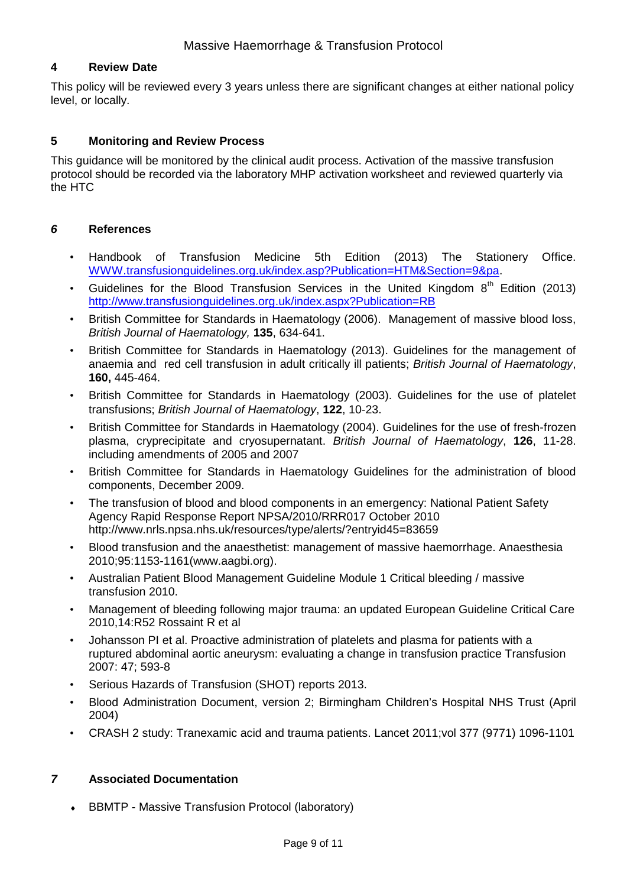## 4 Review Date

This policy will be reviewed every 3 years unless there are significant changes at either national policy level, or locally.

## 5 Monitoring and Review Process

This guidance will be monitored by the clinical audit process. Activation of the massive transfusion protocol should be recorded via the laboratory MHP activation worksheet and reviewed quarterly via the HTC

## *6* References

- Handbook of Transfusion Medicine 5th Edition (2013) The Stationery Office. WWW.transfusionguidelines.org.uk/index.asp?Publication=HTM&Section=9&pa.
- Guidelines for the Blood Transfusion Services in the United Kingdom 8th Edition (2013) http://www.transfusionguidelines.org.uk/index.aspx?Publication=RB
- British Committee for Standards in Haematology (2006). Management of massive blood loss, *British Journal of Haematology,* **135**, 634-641.
- British Committee for Standards in Haematology (2013). Guidelines for the management of anaemia and red cell transfusion in adult critically ill patients; *British Journal of Haematology*, **160,** 445-464.
- British Committee for Standards in Haematology (2003). Guidelines for the use of platelet transfusions; *British Journal of Haematology*, **122**, 10-23.
- British Committee for Standards in Haematology (2004). Guidelines for the use of fresh-frozen plasma, cryprecipitate and cryosupernatant. *British Journal of Haematology*, **126**, 11-28. including amendments of 2005 and 2007
- British Committee for Standards in Haematology Guidelines for the administration of blood components, December 2009.
- The transfusion of blood and blood components in an emergency: National Patient Safety Agency Rapid Response Report NPSA/2010/RRR017 October 2010 http://www.nrls.npsa.nhs.uk/resources/type/alerts/?entryid45=83659
- Blood transfusion and the anaesthetist: management of massive haemorrhage. Anaesthesia 2010;95:1153-1161(www.aagbi.org).
- Australian Patient Blood Management Guideline Module 1 Critical bleeding / massive transfusion 2010.
- Management of bleeding following major trauma: an updated European Guideline Critical Care 2010,14:R52 Rossaint R et al
- Johansson PI et al. Proactive administration of platelets and plasma for patients with a ruptured abdominal aortic aneurysm: evaluating a change in transfusion practice Transfusion 2007: 47; 593-8
- Serious Hazards of Transfusion (SHOT) reports 2013.
- Blood Administration Document, version 2; Birmingham Children's Hospital NHS Trust (April 2004)
- CRASH 2 study: Tranexamic acid and trauma patients. Lancet 2011;vol 377 (9771) 1096-1101

## *7* Associated Documentation

- BBMTP - Massive Transfusion Protocol (laboratory)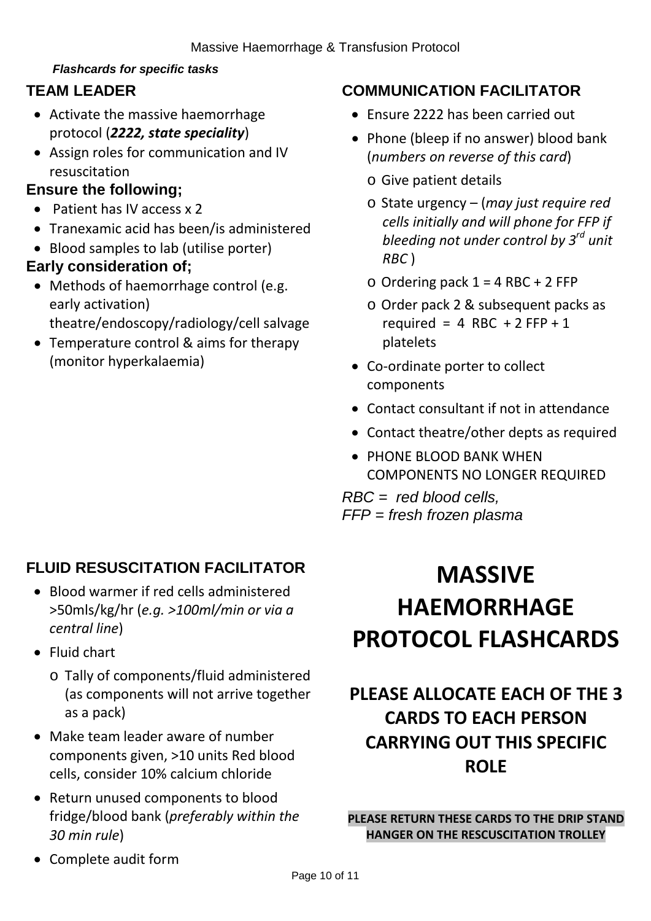*Flashcards for specific tasks*

## TEAM LEADER

- Activate the massive haemorrhage protocol (***2222, state speciality***)
- Assign roles for communication and IV resuscitation

### Ensure the following;

- Patient has IV access x 2
- Tranexamic acid has been/is administered
- Blood samples to lab (utilise porter)

### Early consideration of;

- Methods of haemorrhage control (e.g. early activation) theatre/endoscopy/radiology/cell salvage
- Temperature control & aims for therapy (monitor hyperkalaemia)

## COMMUNICATION FACILITATOR

- Ensure 2222 has been carried out
- Phone (bleep if no answer) blood bank (*numbers on reverse of this card*)
  - Give patient details
  - State urgency – (*may just require red cells initially and will phone for FFP if bleeding not under control by 3rd unit RBC* )
  - Ordering pack 1 = 4 RBC + 2 FFP
  - Order pack 2 & subsequent packs as required = 4 RBC + 2 FFP + 1 platelets
- Co-ordinate porter to collect components
- Contact consultant if not in attendance
- Contact theatre/other depts as required
- PHONE BLOOD BANK WHEN COMPONENTS NO LONGER REQUIRED

*RBC = red blood cells,*
*FFP = fresh frozen plasma*

## FLUID RESUSCITATION FACILITATOR

- Blood warmer if red cells administered >50mls/kg/hr (*e.g. >100ml/min or via a central line*)
- Fluid chart
  - Tally of components/fluid administered (as components will not arrive together as a pack)
- Make team leader aware of number components given, >10 units Red blood cells, consider 10% calcium chloride
- Return unused components to blood fridge/blood bank (*preferably within the 30 min rule*)
- Complete audit form

# MASSIVE HAEMORRHAGE PROTOCOL FLASHCARDS

## PLEASE ALLOCATE EACH OF THE 3 CARDS TO EACH PERSON CARRYING OUT THIS SPECIFIC ROLE

**PLEASE RETURN THESE CARDS TO THE DRIP STAND HANGER ON THE RESCUSCITATION TROLLEY**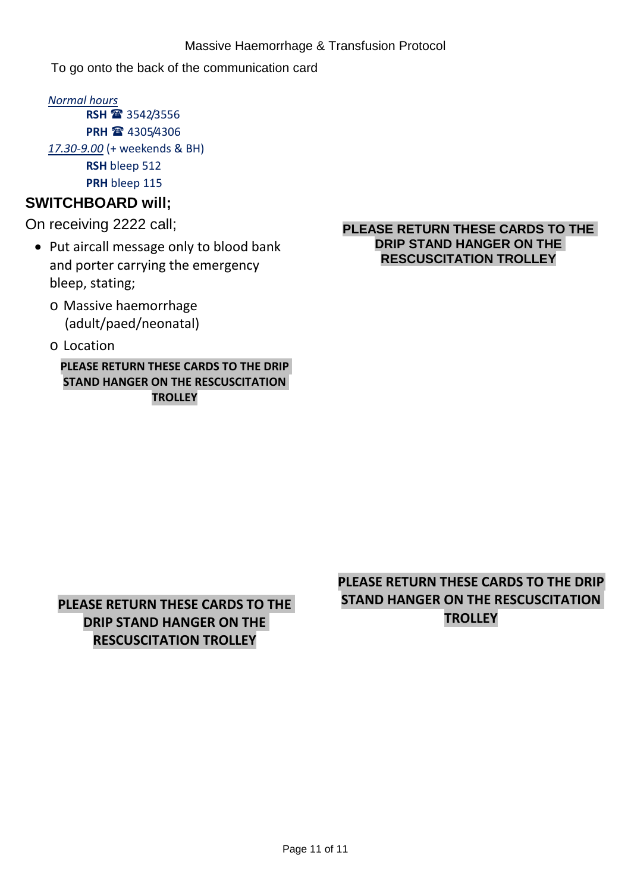To go onto the back of the communication card

*Normal hours*

**RSH** ☎ 3542/3556

**PRH** ☎ 4305/4306

*17.30-9.00* (+ weekends & BH)

**RSH** bleep 512

**PRH** bleep 115

## SWITCHBOARD will;

On receiving 2222 call;

- Put aircall message only to blood bank and porter carrying the emergency bleep, stating;
  - Massive haemorrhage (adult/paed/neonatal)
  - Location

**PLEASE RETURN THESE CARDS TO THE DRIP STAND HANGER ON THE RESCUSCITATION TROLLEY**

**PLEASE RETURN THESE CARDS TO THE DRIP STAND HANGER ON THE RESCUSCITATION TROLLEY**

**PLEASE RETURN THESE CARDS TO THE DRIP STAND HANGER ON THE RESCUSCITATION TROLLEY**

**PLEASE RETURN THESE CARDS TO THE DRIP STAND HANGER ON THE RESCUSCITATION TROLLEY**